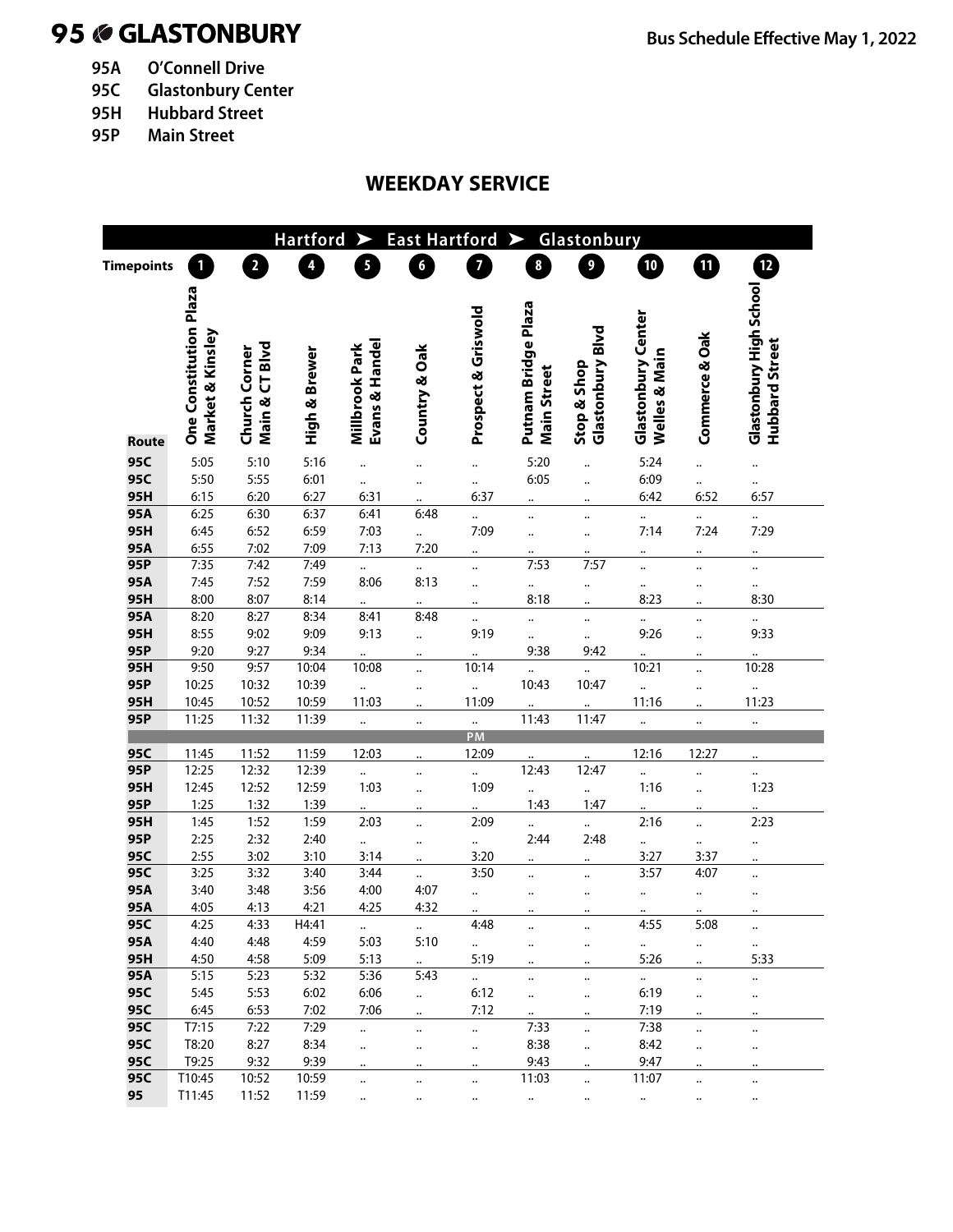# 95 GLASTONBURY

**Bus Schedule Effective May 1, 2022**

- **95A** O'Connell Drive
- **95C** Glastonbury Center
- **95H** Hubbard Street
- **95P** Main Street

## WEEKDAY SERVICE

**Hartford ➤ East Hartford ➤ Glastonbury**

| Timepoints | 1 | 2 | 4 | 5 | 6 | 7 | 8 | 9 | 10 | 11 | 12 |
|---|---|---|---|---|---|---|---|---|---|---|---|
| Route | One Constitution Plaza Market & Kinsley | Church Corner Main & CT Blvd | High & Brewer | Millbrook Park Evans & Handel | Country & Oak | Prospect & Griswold | Putnam Bridge Plaza Main Street | Stop & Shop Glastonbury Blvd | Glastonbury Center Welles & Main | Commerce & Oak | Glastonbury High School Hubbard Street |
| 95C | 5:05 | 5:10 | 5:16 | .. | .. | .. | 5:20 | .. | 5:24 | .. | .. |
| 95C | 5:50 | 5:55 | 6:01 | .. | .. | .. | 6:05 | .. | 6:09 | .. | .. |
| 95H | 6:15 | 6:20 | 6:27 | 6:31 | .. | 6:37 | .. | .. | 6:42 | 6:52 | 6:57 |
| 95A | 6:25 | 6:30 | 6:37 | 6:41 | 6:48 | .. | .. | .. | .. | .. | .. |
| 95H | 6:45 | 6:52 | 6:59 | 7:03 | .. | 7:09 | .. | .. | 7:14 | 7:24 | 7:29 |
| 95A | 6:55 | 7:02 | 7:09 | 7:13 | 7:20 | .. | .. | .. | .. | .. | .. |
| 95P | 7:35 | 7:42 | 7:49 | .. | .. | .. | 7:53 | 7:57 | .. | .. | .. |
| 95A | 7:45 | 7:52 | 7:59 | 8:06 | 8:13 | .. | .. | .. | .. | .. | .. |
| 95H | 8:00 | 8:07 | 8:14 | .. | .. | .. | 8:18 | .. | 8:23 | .. | 8:30 |
| 95A | 8:20 | 8:27 | 8:34 | 8:41 | 8:48 | .. | .. | .. | .. | .. | .. |
| 95H | 8:55 | 9:02 | 9:09 | 9:13 | .. | 9:19 | .. | .. | 9:26 | .. | 9:33 |
| 95P | 9:20 | 9:27 | 9:34 | .. | .. | .. | 9:38 | 9:42 | .. | .. | .. |
| 95H | 9:50 | 9:57 | 10:04 | 10:08 | .. | 10:14 | .. | .. | 10:21 | .. | 10:28 |
| 95P | 10:25 | 10:32 | 10:39 | .. | .. | .. | 10:43 | 10:47 | .. | .. | .. |
| 95H | 10:45 | 10:52 | 10:59 | 11:03 | .. | 11:09 | .. | .. | 11:16 | .. | 11:23 |
| 95P | 11:25 | 11:32 | 11:39 | .. | .. | .. | 11:43 | 11:47 | .. | .. | .. |
| | | | | | | PM | | | | | |
| 95C | 11:45 | 11:52 | 11:59 | 12:03 | .. | 12:09 | .. | .. | 12:16 | 12:27 | .. |
| 95P | 12:25 | 12:32 | 12:39 | .. | .. | .. | 12:43 | 12:47 | .. | .. | .. |
| 95H | 12:45 | 12:52 | 12:59 | 1:03 | .. | 1:09 | .. | .. | 1:16 | .. | 1:23 |
| 95P | 1:25 | 1:32 | 1:39 | .. | .. | .. | 1:43 | 1:47 | .. | .. | .. |
| 95H | 1:45 | 1:52 | 1:59 | 2:03 | .. | 2:09 | .. | .. | 2:16 | .. | 2:23 |
| 95P | 2:25 | 2:32 | 2:40 | .. | .. | .. | 2:44 | 2:48 | .. | .. | .. |
| 95C | 2:55 | 3:02 | 3:10 | 3:14 | .. | 3:20 | .. | .. | 3:27 | 3:37 | .. |
| 95C | 3:25 | 3:32 | 3:40 | 3:44 | .. | 3:50 | .. | .. | 3:57 | 4:07 | .. |
| 95A | 3:40 | 3:48 | 3:56 | 4:00 | 4:07 | .. | .. | .. | .. | .. | .. |
| 95A | 4:05 | 4:13 | 4:21 | 4:25 | 4:32 | .. | .. | .. | .. | .. | .. |
| 95C | 4:25 | 4:33 | H4:41 | .. | .. | 4:48 | .. | .. | 4:55 | 5:08 | .. |
| 95A | 4:40 | 4:48 | 4:59 | 5:03 | 5:10 | .. | .. | .. | .. | .. | .. |
| 95H | 4:50 | 4:58 | 5:09 | 5:13 | .. | 5:19 | .. | .. | 5:26 | .. | 5:33 |
| 95A | 5:15 | 5:23 | 5:32 | 5:36 | 5:43 | .. | .. | .. | .. | .. | .. |
| 95C | 5:45 | 5:53 | 6:02 | 6:06 | .. | 6:12 | .. | .. | 6:19 | .. | .. |
| 95C | 6:45 | 6:53 | 7:02 | 7:06 | .. | 7:12 | .. | .. | 7:19 | .. | .. |
| 95C | T7:15 | 7:22 | 7:29 | .. | .. | .. | 7:33 | .. | 7:38 | .. | .. |
| 95C | T8:20 | 8:27 | 8:34 | .. | .. | .. | 8:38 | .. | 8:42 | .. | .. |
| 95C | T9:25 | 9:32 | 9:39 | .. | .. | .. | 9:43 | .. | 9:47 | .. | .. |
| 95C | T10:45 | 10:52 | 10:59 | .. | .. | .. | 11:03 | .. | 11:07 | .. | .. |
| 95 | T11:45 | 11:52 | 11:59 | .. | .. | .. | .. | .. | .. | .. | .. |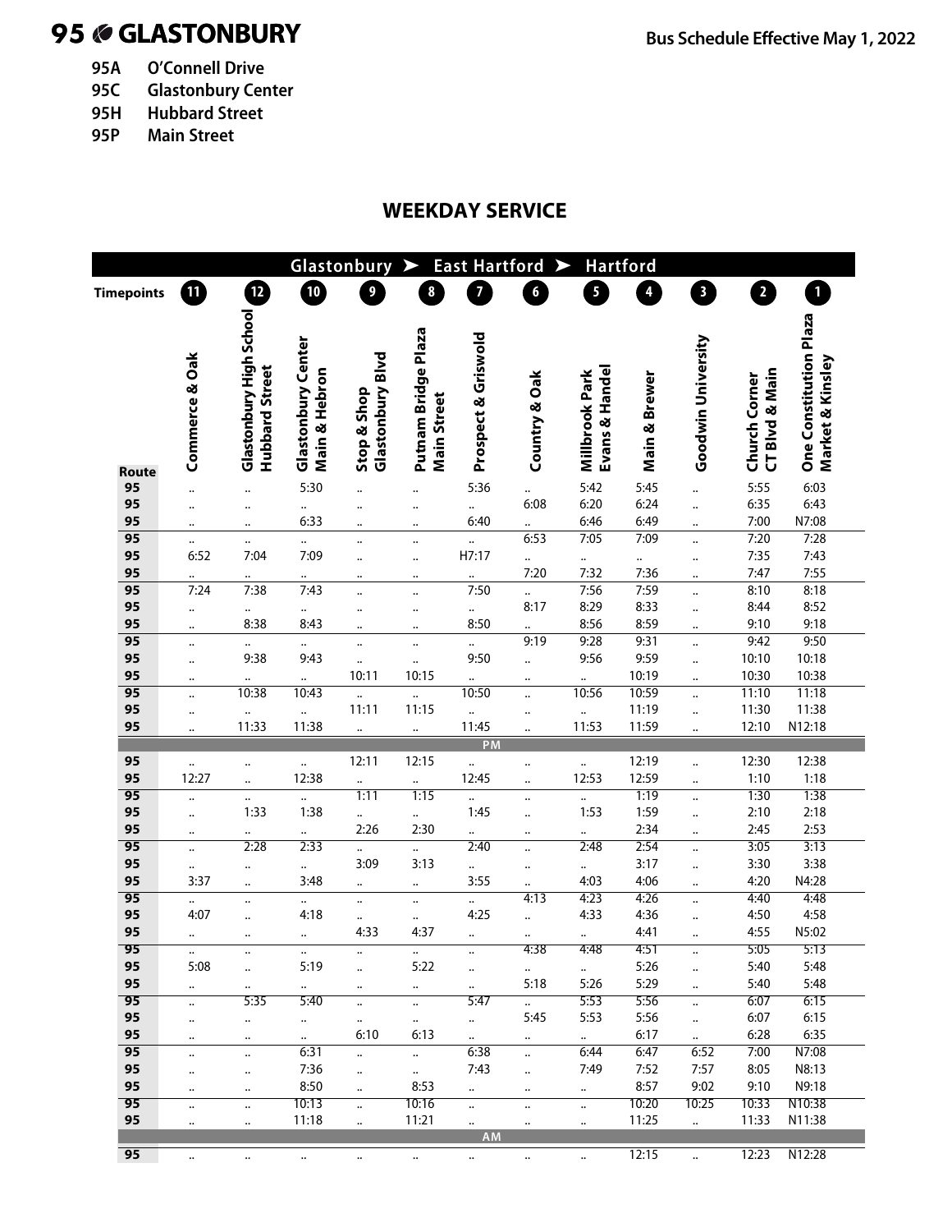# 95 GLASTONBURY

**Bus Schedule Effective May 1, 2022**

- **95A** O'Connell Drive
- **95C** Glastonbury Center
- **95H** Hubbard Street
- **95P** Main Street

## WEEKDAY SERVICE

**Glastonbury ➤ East Hartford ➤ Hartford**

| Timepoints | 11 | 12 | 10 | 9 | 8 | 7 | 6 | 5 | 4 | 3 | 2 | 1 |
|---|---|---|---|---|---|---|---|---|---|---|---|---|
| Route | Commerce & Oak | Glastonbury High School Hubbard Street | Glastonbury Center Main & Hebron | Stop & Shop Glastonbury Blvd | Putnam Bridge Plaza Main Street | Prospect & Griswold | Country & Oak | Millbrook Park Evans & Handel | Main & Brewer | Goodwin University | Church Corner CT Blvd & Main | One Constitution Plaza Market & Kinsley |
| 95 | .. | .. | 5:30 | .. | .. | 5:36 | .. | 5:42 | 5:45 | .. | 5:55 | 6:03 |
| 95 | .. | .. | .. | .. | .. | .. | 6:08 | 6:20 | 6:24 | .. | 6:35 | 6:43 |
| 95 | .. | .. | 6:33 | .. | .. | 6:40 | .. | 6:46 | 6:49 | .. | 7:00 | N7:08 |
| 95 | .. | .. | .. | .. | .. | .. | 6:53 | 7:05 | 7:09 | .. | 7:20 | 7:28 |
| 95 | 6:52 | 7:04 | 7:09 | .. | .. | H7:17 | .. | .. | .. | .. | 7:35 | 7:43 |
| 95 | .. | .. | .. | .. | .. | .. | 7:20 | 7:32 | 7:36 | .. | 7:47 | 7:55 |
| 95 | 7:24 | 7:38 | 7:43 | .. | .. | 7:50 | .. | 7:56 | 7:59 | .. | 8:10 | 8:18 |
| 95 | .. | .. | .. | .. | .. | .. | 8:17 | 8:29 | 8:33 | .. | 8:44 | 8:52 |
| 95 | .. | 8:38 | 8:43 | .. | .. | 8:50 | .. | 8:56 | 8:59 | .. | 9:10 | 9:18 |
| 95 | .. | .. | .. | .. | .. | .. | 9:19 | 9:28 | 9:31 | .. | 9:42 | 9:50 |
| 95 | .. | 9:38 | 9:43 | .. | .. | 9:50 | .. | 9:56 | 9:59 | .. | 10:10 | 10:18 |
| 95 | .. | .. | .. | 10:11 | 10:15 | .. | .. | .. | 10:19 | .. | 10:30 | 10:38 |
| 95 | .. | 10:38 | 10:43 | .. | .. | 10:50 | .. | 10:56 | 10:59 | .. | 11:10 | 11:18 |
| 95 | .. | .. | .. | 11:11 | 11:15 | .. | .. | .. | 11:19 | .. | 11:30 | 11:38 |
| 95 | .. | 11:33 | 11:38 | .. | .. | 11:45 | .. | 11:53 | 11:59 | .. | 12:10 | N12:18 |
| **PM** | | | | | | | | | | | | |
| 95 | .. | .. | .. | 12:11 | 12:15 | .. | .. | .. | 12:19 | .. | 12:30 | 12:38 |
| 95 | 12:27 | .. | 12:38 | .. | .. | 12:45 | .. | 12:53 | 12:59 | .. | 1:10 | 1:18 |
| 95 | .. | .. | .. | 1:11 | 1:15 | .. | .. | .. | 1:19 | .. | 1:30 | 1:38 |
| 95 | .. | 1:33 | 1:38 | .. | .. | 1:45 | .. | 1:53 | 1:59 | .. | 2:10 | 2:18 |
| 95 | .. | .. | .. | 2:26 | 2:30 | .. | .. | .. | 2:34 | .. | 2:45 | 2:53 |
| 95 | .. | 2:28 | 2:33 | .. | .. | 2:40 | .. | 2:48 | 2:54 | .. | 3:05 | 3:13 |
| 95 | .. | .. | .. | 3:09 | 3:13 | .. | .. | .. | 3:17 | .. | 3:30 | 3:38 |
| 95 | 3:37 | .. | 3:48 | .. | .. | 3:55 | .. | 4:03 | 4:06 | .. | 4:20 | N4:28 |
| 95 | .. | .. | .. | .. | .. | .. | 4:13 | 4:23 | 4:26 | .. | 4:40 | 4:48 |
| 95 | 4:07 | .. | 4:18 | .. | .. | 4:25 | .. | 4:33 | 4:36 | .. | 4:50 | 4:58 |
| 95 | .. | .. | .. | 4:33 | 4:37 | .. | .. | .. | 4:41 | .. | 4:55 | N5:02 |
| 95 | .. | .. | .. | .. | .. | .. | 4:38 | 4:48 | 4:51 | .. | 5:05 | 5:13 |
| 95 | 5:08 | .. | 5:19 | .. | 5:22 | .. | .. | .. | 5:26 | .. | 5:40 | 5:48 |
| 95 | .. | .. | .. | .. | .. | .. | 5:18 | 5:26 | 5:29 | .. | 5:40 | 5:48 |
| 95 | .. | 5:35 | 5:40 | .. | .. | 5:47 | .. | 5:53 | 5:56 | .. | 6:07 | 6:15 |
| 95 | .. | .. | .. | .. | .. | .. | 5:45 | 5:53 | 5:56 | .. | 6:07 | 6:15 |
| 95 | .. | .. | .. | 6:10 | 6:13 | .. | .. | .. | 6:17 | .. | 6:28 | 6:35 |
| 95 | .. | .. | 6:31 | .. | .. | 6:38 | .. | 6:44 | 6:47 | 6:52 | 7:00 | N7:08 |
| 95 | .. | .. | 7:36 | .. | .. | 7:43 | .. | 7:49 | 7:52 | 7:57 | 8:05 | N8:13 |
| 95 | .. | .. | 8:50 | .. | 8:53 | .. | .. | .. | 8:57 | 9:02 | 9:10 | N9:18 |
| 95 | .. | .. | 10:13 | .. | 10:16 | .. | .. | .. | 10:20 | 10:25 | 10:33 | N10:38 |
| 95 | .. | .. | 11:18 | .. | 11:21 | .. | .. | .. | 11:25 | .. | 11:33 | N11:38 |
| **AM** | | | | | | | | | | | | |
| 95 | .. | .. | .. | .. | .. | .. | .. | .. | 12:15 | .. | 12:23 | N12:28 |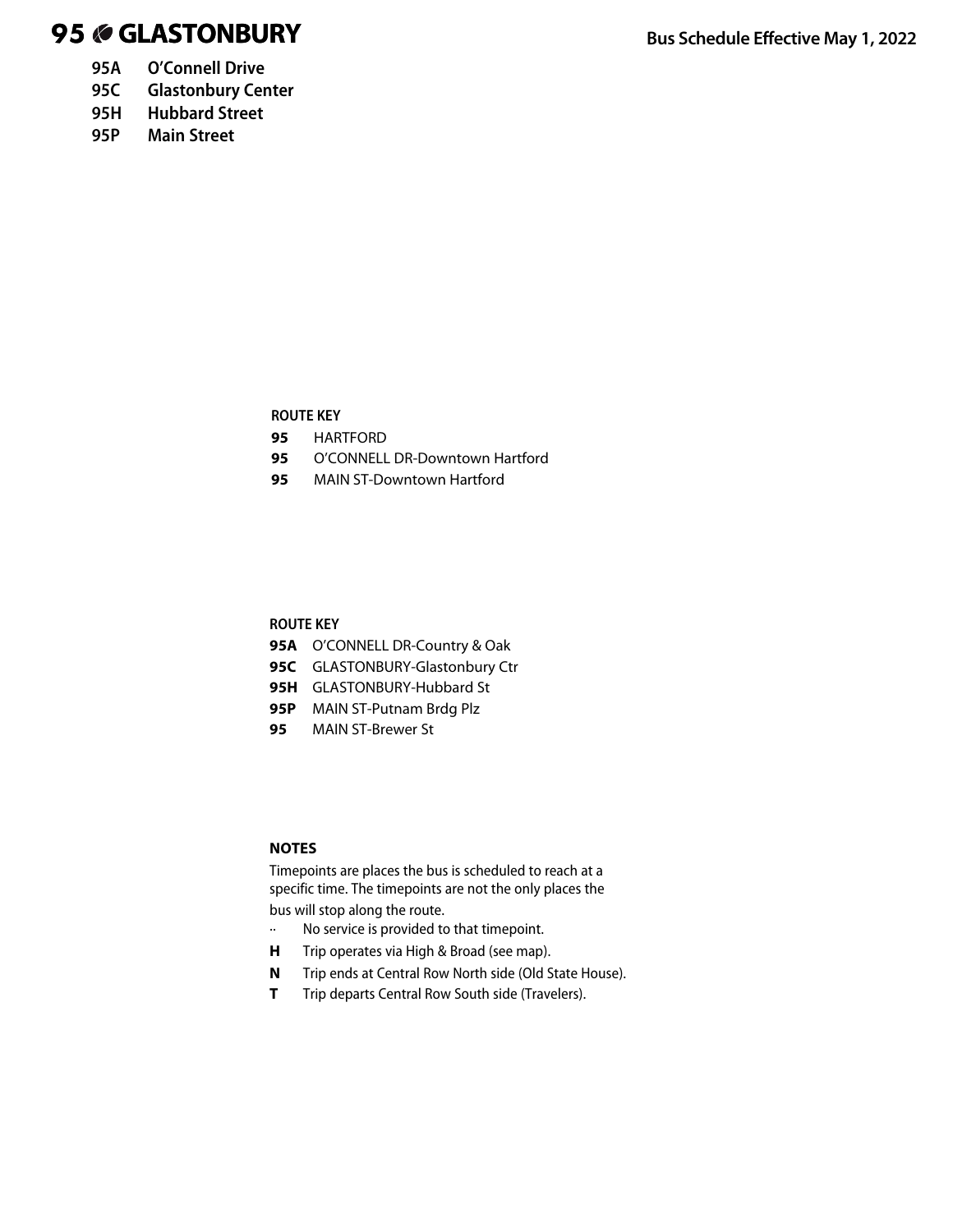# 95 GLASTONBURY

Bus Schedule Effective May 1, 2022

**95A O'Connell Drive**
**95C Glastonbury Center**
**95H Hubbard Street**
**95P Main Street**

**ROUTE KEY**

**95** HARTFORD
**95** O'CONNELL DR-Downtown Hartford
**95** MAIN ST-Downtown Hartford

**ROUTE KEY**

**95A** O'CONNELL DR-Country & Oak
**95C** GLASTONBURY-Glastonbury Ctr
**95H** GLASTONBURY-Hubbard St
**95P** MAIN ST-Putnam Brdg Plz
**95** MAIN ST-Brewer St

**NOTES**

Timepoints are places the bus is scheduled to reach at a specific time. The timepoints are not the only places the bus will stop along the route.

- ·· No service is provided to that timepoint.
- **H** Trip operates via High & Broad (see map).
- **N** Trip ends at Central Row North side (Old State House).
- **T** Trip departs Central Row South side (Travelers).